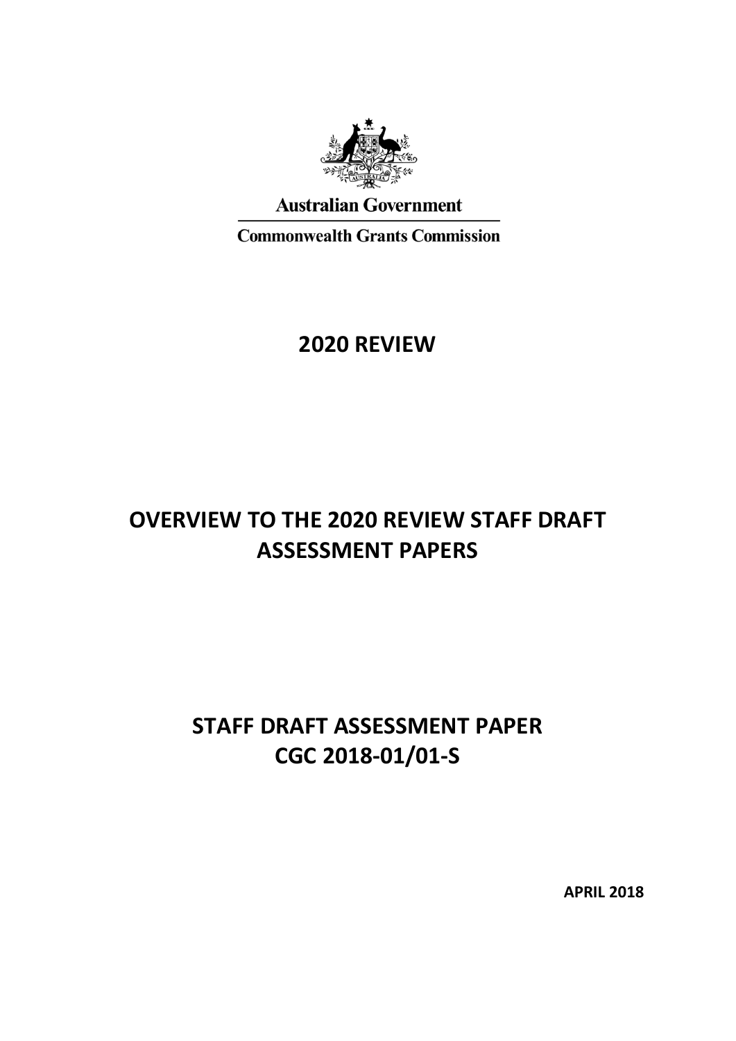Australian Government

Commonwealth Grants Commission

# 2020 REVIEW

# OVERVIEW TO THE 2020 REVIEW STAFF DRAFT ASSESSMENT PAPERS

# STAFF DRAFT ASSESSMENT PAPER CGC 2018-01/01-S

**APRIL 2018**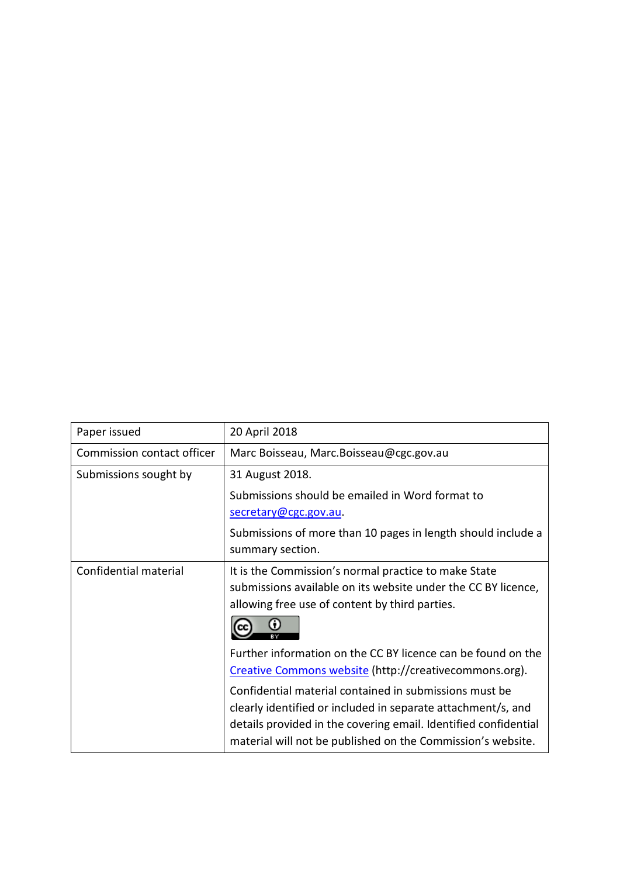| Paper issued | 20 April 2018 |
| --- | --- |
| Commission contact officer | Marc Boisseau, Marc.Boisseau@cgc.gov.au |
| Submissions sought by | 31 August 2018.<br><br>Submissions should be emailed in Word format to secretary@cgc.gov.au.<br><br>Submissions of more than 10 pages in length should include a summary section. |
| Confidential material | It is the Commission's normal practice to make State submissions available on its website under the CC BY licence, allowing free use of content by third parties.<br><br>Further information on the CC BY licence can be found on the Creative Commons website (http://creativecommons.org).<br><br>Confidential material contained in submissions must be clearly identified or included in separate attachment/s, and details provided in the covering email. Identified confidential material will not be published on the Commission's website. |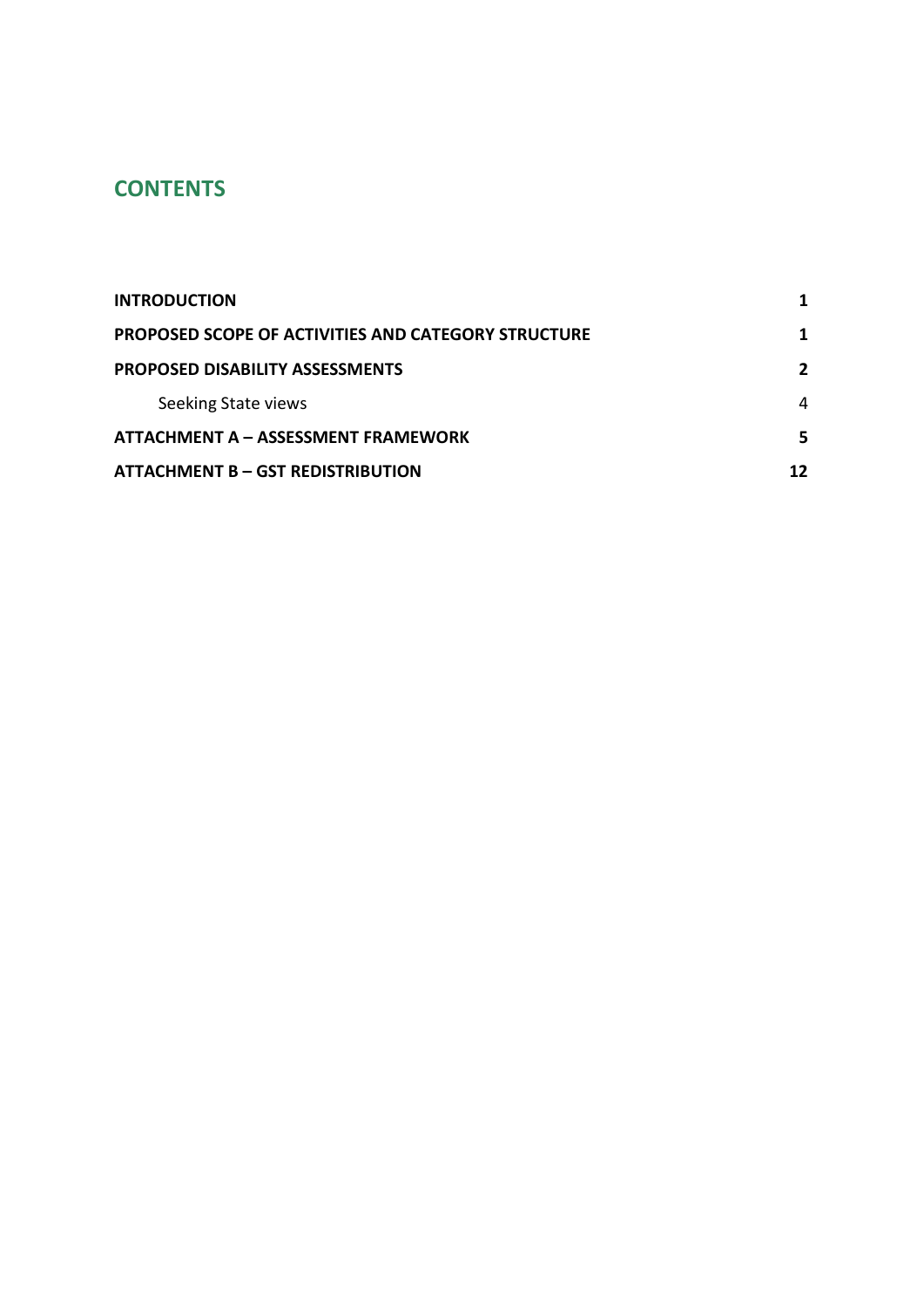## CONTENTS

| | |
|---|---|
| **INTRODUCTION** | **1** |
| **PROPOSED SCOPE OF ACTIVITIES AND CATEGORY STRUCTURE** | **1** |
| **PROPOSED DISABILITY ASSESSMENTS** | **2** |
| Seeking State views | 4 |
| **ATTACHMENT A – ASSESSMENT FRAMEWORK** | **5** |
| **ATTACHMENT B – GST REDISTRIBUTION** | **12** |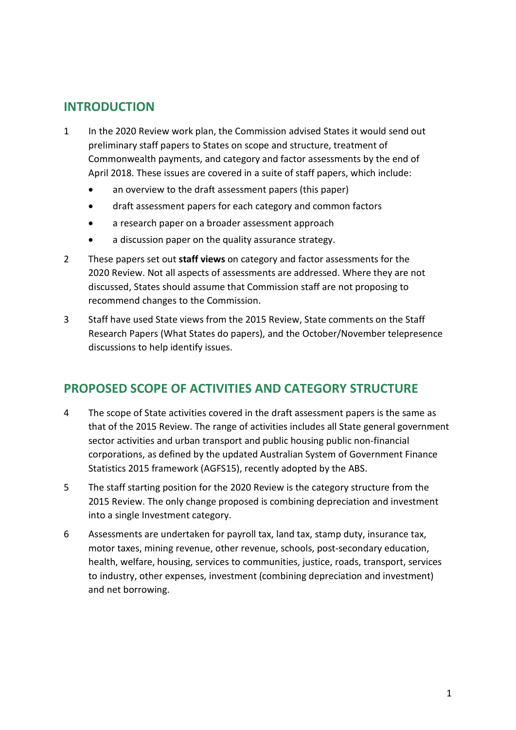## INTRODUCTION

1 In the 2020 Review work plan, the Commission advised States it would send out preliminary staff papers to States on scope and structure, treatment of Commonwealth payments, and category and factor assessments by the end of April 2018. These issues are covered in a suite of staff papers, which include:

- an overview to the draft assessment papers (this paper)
- draft assessment papers for each category and common factors
- a research paper on a broader assessment approach
- a discussion paper on the quality assurance strategy.

2 These papers set out **staff views** on category and factor assessments for the 2020 Review. Not all aspects of assessments are addressed. Where they are not discussed, States should assume that Commission staff are not proposing to recommend changes to the Commission.

3 Staff have used State views from the 2015 Review, State comments on the Staff Research Papers (What States do papers), and the October/November telepresence discussions to help identify issues.

## PROPOSED SCOPE OF ACTIVITIES AND CATEGORY STRUCTURE

4 The scope of State activities covered in the draft assessment papers is the same as that of the 2015 Review. The range of activities includes all State general government sector activities and urban transport and public housing public non-financial corporations, as defined by the updated Australian System of Government Finance Statistics 2015 framework (AGFS15), recently adopted by the ABS.

5 The staff starting position for the 2020 Review is the category structure from the 2015 Review. The only change proposed is combining depreciation and investment into a single Investment category.

6 Assessments are undertaken for payroll tax, land tax, stamp duty, insurance tax, motor taxes, mining revenue, other revenue, schools, post-secondary education, health, welfare, housing, services to communities, justice, roads, transport, services to industry, other expenses, investment (combining depreciation and investment) and net borrowing.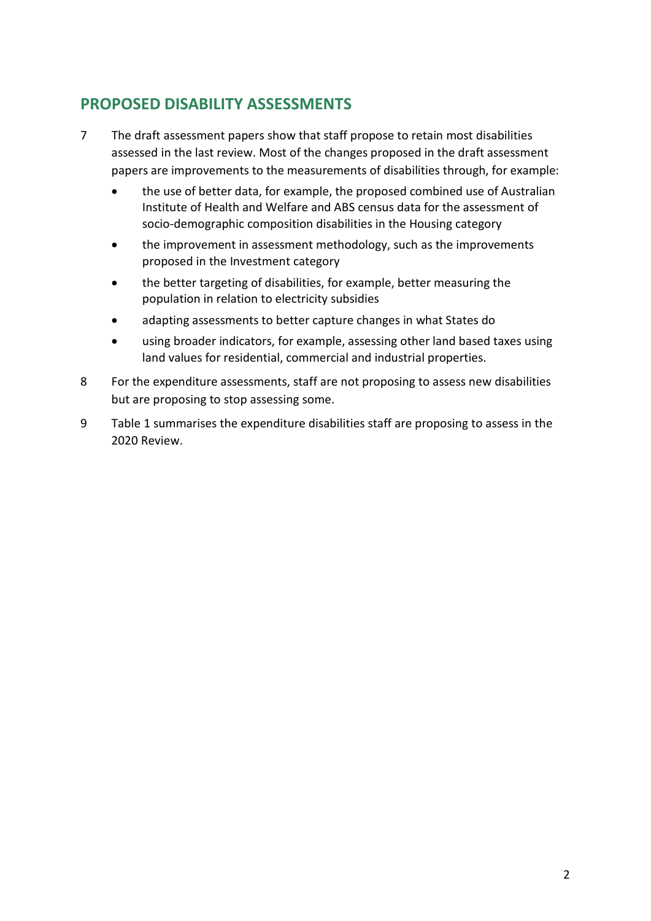## PROPOSED DISABILITY ASSESSMENTS

7 The draft assessment papers show that staff propose to retain most disabilities assessed in the last review. Most of the changes proposed in the draft assessment papers are improvements to the measurements of disabilities through, for example:

- the use of better data, for example, the proposed combined use of Australian Institute of Health and Welfare and ABS census data for the assessment of socio-demographic composition disabilities in the Housing category
- the improvement in assessment methodology, such as the improvements proposed in the Investment category
- the better targeting of disabilities, for example, better measuring the population in relation to electricity subsidies
- adapting assessments to better capture changes in what States do
- using broader indicators, for example, assessing other land based taxes using land values for residential, commercial and industrial properties.

8 For the expenditure assessments, staff are not proposing to assess new disabilities but are proposing to stop assessing some.

9 Table 1 summarises the expenditure disabilities staff are proposing to assess in the 2020 Review.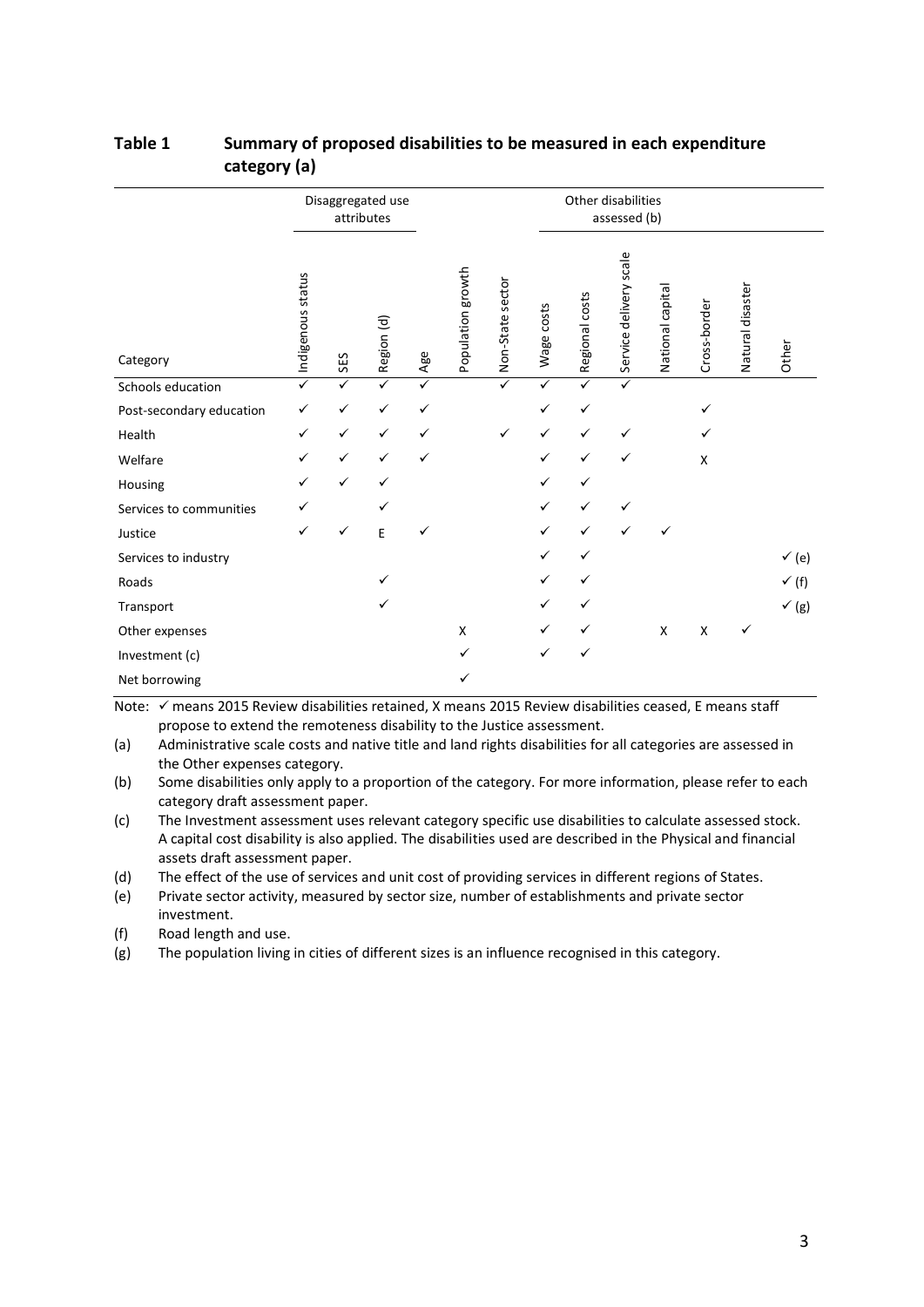## Table 1 Summary of proposed disabilities to be measured in each expenditure category (a)

| | Disaggregated use attributes | | | | | | Other disabilities assessed (b) | | | | | | |
|---|---|---|---|---|---|---|---|---|---|---|---|---|---|
| Category | Indigenous status | SES | Region (d) | Age | Population growth | Non-State sector | Wage costs | Regional costs | Service delivery scale | National capital | Cross-border | Natural disaster | Other |
| Schools education | ✓ | ✓ | ✓ | ✓ | | ✓ | ✓ | ✓ | ✓ | | | | |
| Post-secondary education | ✓ | ✓ | ✓ | ✓ | | | ✓ | ✓ | | | ✓ | | |
| Health | ✓ | ✓ | ✓ | ✓ | | ✓ | ✓ | ✓ | ✓ | | ✓ | | |
| Welfare | ✓ | ✓ | ✓ | ✓ | | | ✓ | ✓ | ✓ | | X | | |
| Housing | ✓ | ✓ | ✓ | | | | ✓ | ✓ | | | | | |
| Services to communities | ✓ | | ✓ | | | | ✓ | ✓ | ✓ | | | | |
| Justice | ✓ | ✓ | E | ✓ | | | ✓ | ✓ | ✓ | ✓ | | | |
| Services to industry | | | | | | | ✓ | ✓ | | | | | ✓ (e) |
| Roads | | | ✓ | | | | ✓ | ✓ | | | | | ✓ (f) |
| Transport | | | ✓ | | | | ✓ | ✓ | | | | | ✓ (g) |
| Other expenses | | | | | X | | ✓ | ✓ | | X | X | ✓ | |
| Investment (c) | | | | | ✓ | | ✓ | ✓ | | | | | |
| Net borrowing | | | | | ✓ | | | | | | | | |

Note: ✓ means 2015 Review disabilities retained, X means 2015 Review disabilities ceased, E means staff propose to extend the remoteness disability to the Justice assessment.

(a) Administrative scale costs and native title and land rights disabilities for all categories are assessed in the Other expenses category.

(b) Some disabilities only apply to a proportion of the category. For more information, please refer to each category draft assessment paper.

(c) The Investment assessment uses relevant category specific use disabilities to calculate assessed stock. A capital cost disability is also applied. The disabilities used are described in the Physical and financial assets draft assessment paper.

(d) The effect of the use of services and unit cost of providing services in different regions of States.

(e) Private sector activity, measured by sector size, number of establishments and private sector investment.

(f) Road length and use.

(g) The population living in cities of different sizes is an influence recognised in this category.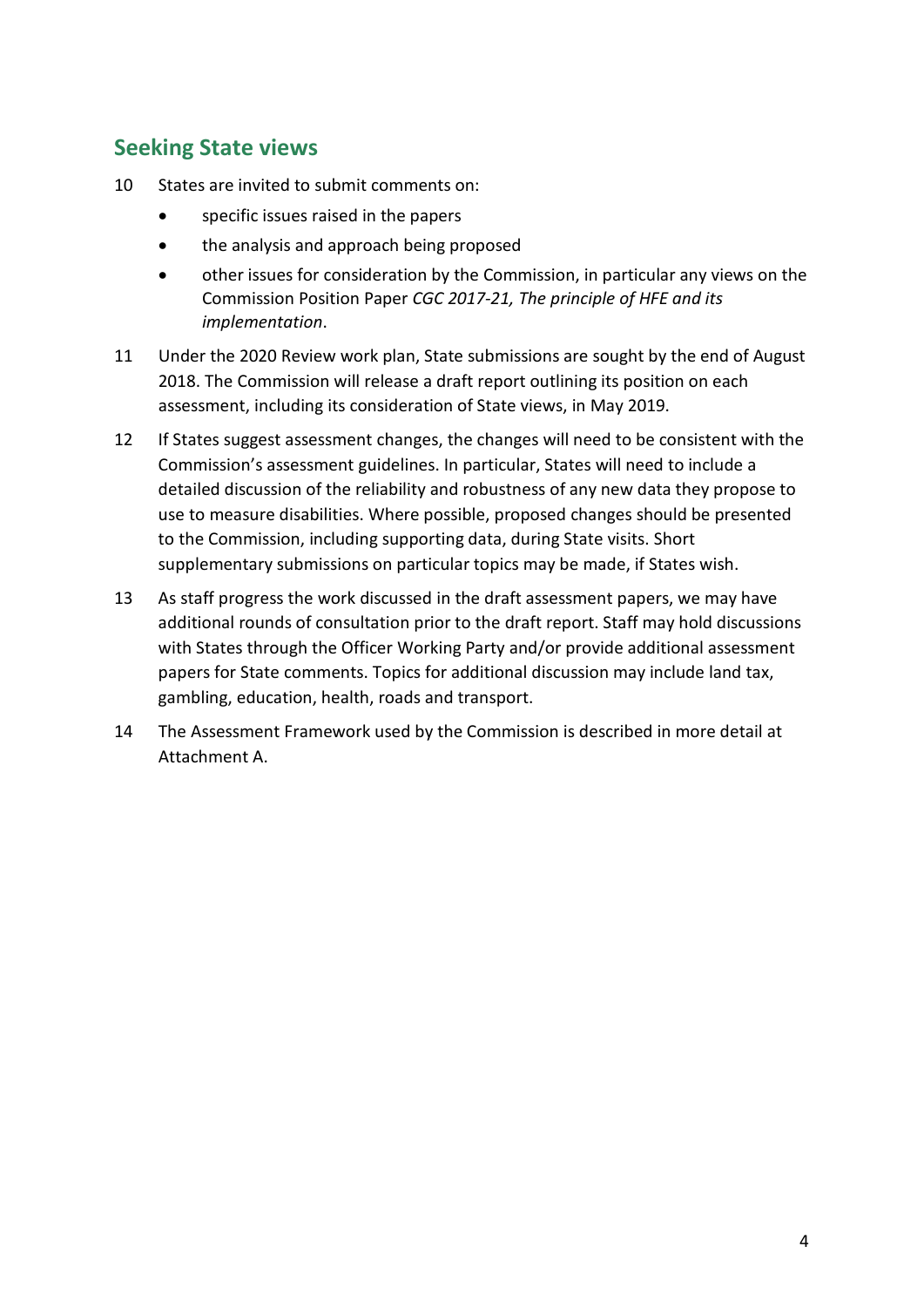## Seeking State views

10 States are invited to submit comments on:

- specific issues raised in the papers
- the analysis and approach being proposed
- other issues for consideration by the Commission, in particular any views on the Commission Position Paper *CGC 2017-21, The principle of HFE and its implementation*.

11 Under the 2020 Review work plan, State submissions are sought by the end of August 2018. The Commission will release a draft report outlining its position on each assessment, including its consideration of State views, in May 2019.

12 If States suggest assessment changes, the changes will need to be consistent with the Commission's assessment guidelines. In particular, States will need to include a detailed discussion of the reliability and robustness of any new data they propose to use to measure disabilities. Where possible, proposed changes should be presented to the Commission, including supporting data, during State visits. Short supplementary submissions on particular topics may be made, if States wish.

13 As staff progress the work discussed in the draft assessment papers, we may have additional rounds of consultation prior to the draft report. Staff may hold discussions with States through the Officer Working Party and/or provide additional assessment papers for State comments. Topics for additional discussion may include land tax, gambling, education, health, roads and transport.

14 The Assessment Framework used by the Commission is described in more detail at Attachment A.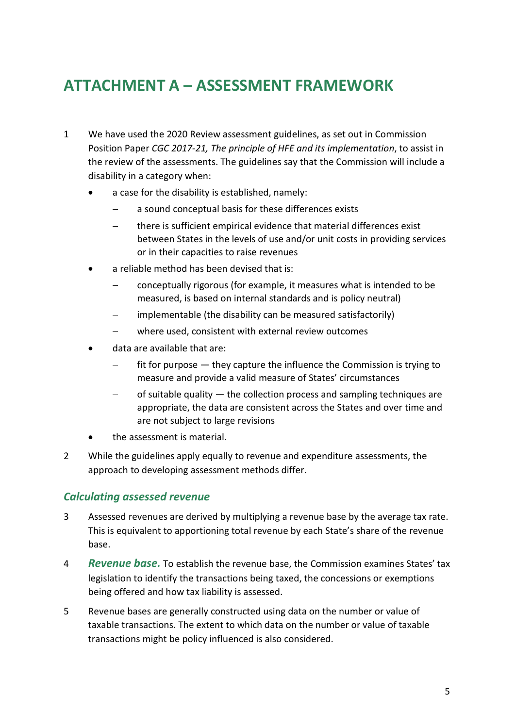# ATTACHMENT A – ASSESSMENT FRAMEWORK

1 We have used the 2020 Review assessment guidelines, as set out in Commission Position Paper *CGC 2017-21, The principle of HFE and its implementation*, to assist in the review of the assessments. The guidelines say that the Commission will include a disability in a category when:

- a case for the disability is established, namely:
  - a sound conceptual basis for these differences exists
  - there is sufficient empirical evidence that material differences exist between States in the levels of use and/or unit costs in providing services or in their capacities to raise revenues
- a reliable method has been devised that is:
  - conceptually rigorous (for example, it measures what is intended to be measured, is based on internal standards and is policy neutral)
  - implementable (the disability can be measured satisfactorily)
  - where used, consistent with external review outcomes
- data are available that are:
  - fit for purpose — they capture the influence the Commission is trying to measure and provide a valid measure of States' circumstances
  - of suitable quality — the collection process and sampling techniques are appropriate, the data are consistent across the States and over time and are not subject to large revisions
- the assessment is material.

2 While the guidelines apply equally to revenue and expenditure assessments, the approach to developing assessment methods differ.

### *Calculating assessed revenue*

3 Assessed revenues are derived by multiplying a revenue base by the average tax rate. This is equivalent to apportioning total revenue by each State's share of the revenue base.

4 ***Revenue base.*** To establish the revenue base, the Commission examines States' tax legislation to identify the transactions being taxed, the concessions or exemptions being offered and how tax liability is assessed.

5 Revenue bases are generally constructed using data on the number or value of taxable transactions. The extent to which data on the number or value of taxable transactions might be policy influenced is also considered.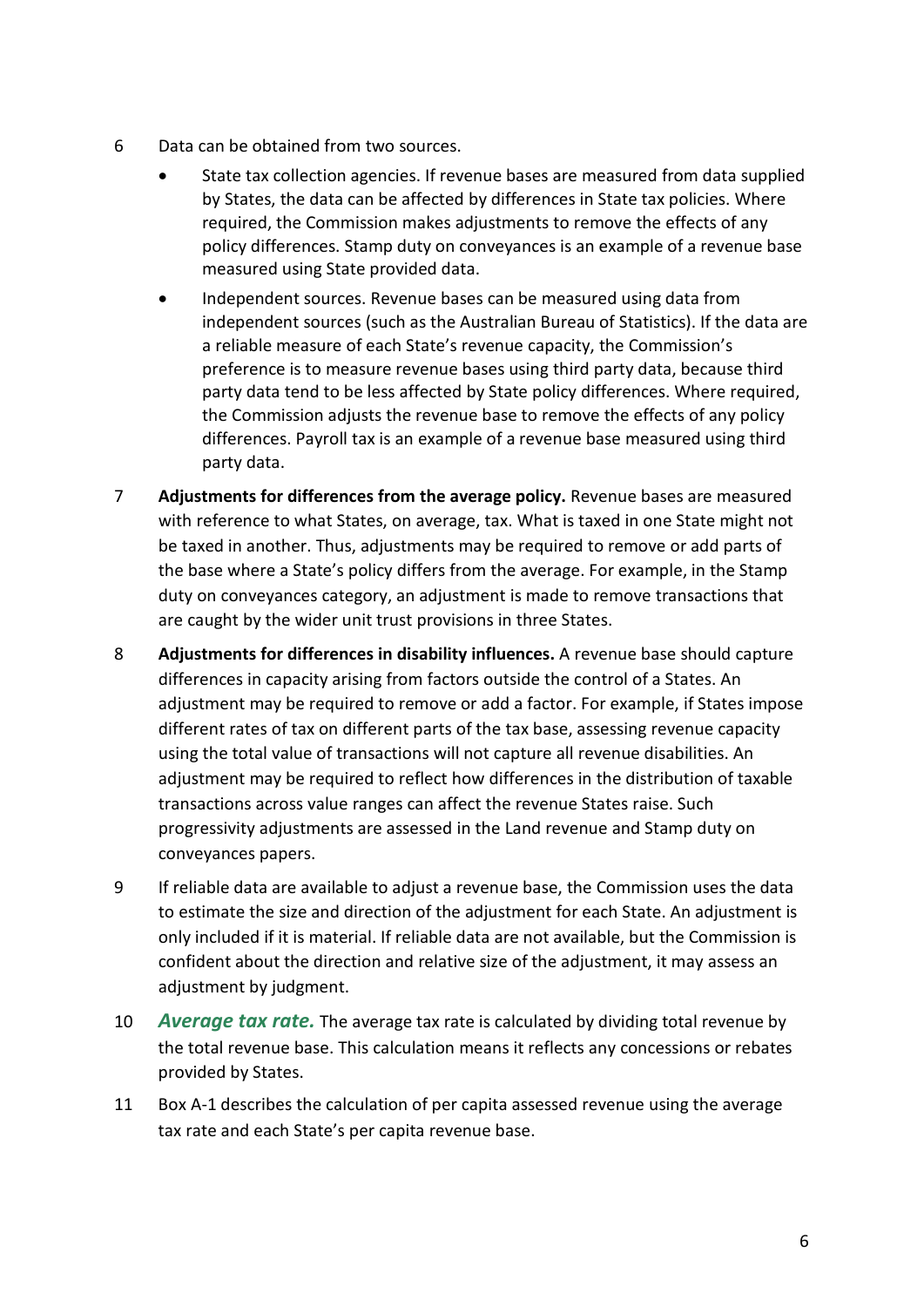6 Data can be obtained from two sources.

- State tax collection agencies. If revenue bases are measured from data supplied by States, the data can be affected by differences in State tax policies. Where required, the Commission makes adjustments to remove the effects of any policy differences. Stamp duty on conveyances is an example of a revenue base measured using State provided data.
- Independent sources. Revenue bases can be measured using data from independent sources (such as the Australian Bureau of Statistics). If the data are a reliable measure of each State's revenue capacity, the Commission's preference is to measure revenue bases using third party data, because third party data tend to be less affected by State policy differences. Where required, the Commission adjusts the revenue base to remove the effects of any policy differences. Payroll tax is an example of a revenue base measured using third party data.

7 **Adjustments for differences from the average policy.** Revenue bases are measured with reference to what States, on average, tax. What is taxed in one State might not be taxed in another. Thus, adjustments may be required to remove or add parts of the base where a State's policy differs from the average. For example, in the Stamp duty on conveyances category, an adjustment is made to remove transactions that are caught by the wider unit trust provisions in three States.

8 **Adjustments for differences in disability influences.** A revenue base should capture differences in capacity arising from factors outside the control of a States. An adjustment may be required to remove or add a factor. For example, if States impose different rates of tax on different parts of the tax base, assessing revenue capacity using the total value of transactions will not capture all revenue disabilities. An adjustment may be required to reflect how differences in the distribution of taxable transactions across value ranges can affect the revenue States raise. Such progressivity adjustments are assessed in the Land revenue and Stamp duty on conveyances papers.

9 If reliable data are available to adjust a revenue base, the Commission uses the data to estimate the size and direction of the adjustment for each State. An adjustment is only included if it is material. If reliable data are not available, but the Commission is confident about the direction and relative size of the adjustment, it may assess an adjustment by judgment.

10 ***Average tax rate.*** The average tax rate is calculated by dividing total revenue by the total revenue base. This calculation means it reflects any concessions or rebates provided by States.

11 Box A-1 describes the calculation of per capita assessed revenue using the average tax rate and each State's per capita revenue base.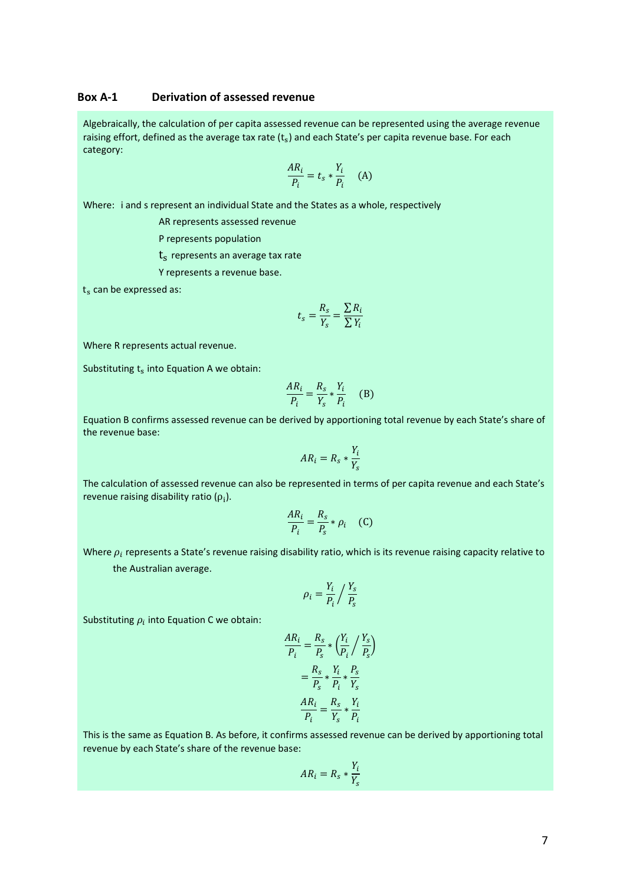### Box A-1 Derivation of assessed revenue

Algebraically, the calculation of per capita assessed revenue can be represented using the average revenue raising effort, defined as the average tax rate ($t_s$) and each State's per capita revenue base. For each category:

$$\frac{AR_i}{P_i} = t_s * \frac{Y_i}{P_i} \quad \text{(A)}$$

Where: i and s represent an individual State and the States as a whole, respectively

AR represents assessed revenue

P represents population

$t_s$ represents an average tax rate

Y represents a revenue base.

$t_s$ can be expressed as:

$$t_s = \frac{R_s}{Y_s} = \frac{\sum R_i}{\sum Y_i}$$

Where R represents actual revenue.

Substituting $t_s$ into Equation A we obtain:

$$\frac{AR_i}{P_i} = \frac{R_s}{Y_s} * \frac{Y_i}{P_i} \quad \text{(B)}$$

Equation B confirms assessed revenue can be derived by apportioning total revenue by each State's share of the revenue base:

$$AR_i = R_s * \frac{Y_i}{Y_s}$$

The calculation of assessed revenue can also be represented in terms of per capita revenue and each State's revenue raising disability ratio ($\rho_i$).

$$\frac{AR_i}{P_i} = \frac{R_s}{P_s} * \rho_i \quad \text{(C)}$$

Where $\rho_i$ represents a State's revenue raising disability ratio, which is its revenue raising capacity relative to the Australian average.

$$\rho_i = \frac{Y_i}{P_i} \Big/ \frac{Y_s}{P_s}$$

Substituting $\rho_i$ into Equation C we obtain:

$$\frac{AR_i}{P_i} = \frac{R_s}{P_s} * \left(\frac{Y_i}{P_i} \Big/ \frac{Y_s}{P_s}\right)$$

$$= \frac{R_s}{P_s} * \frac{Y_i}{P_i} * \frac{P_s}{Y_s}$$

$$\frac{AR_i}{P_i} = \frac{R_s}{Y_s} * \frac{Y_i}{P_i}$$

This is the same as Equation B. As before, it confirms assessed revenue can be derived by apportioning total revenue by each State's share of the revenue base:

$$AR_i = R_s * \frac{Y_i}{Y_s}$$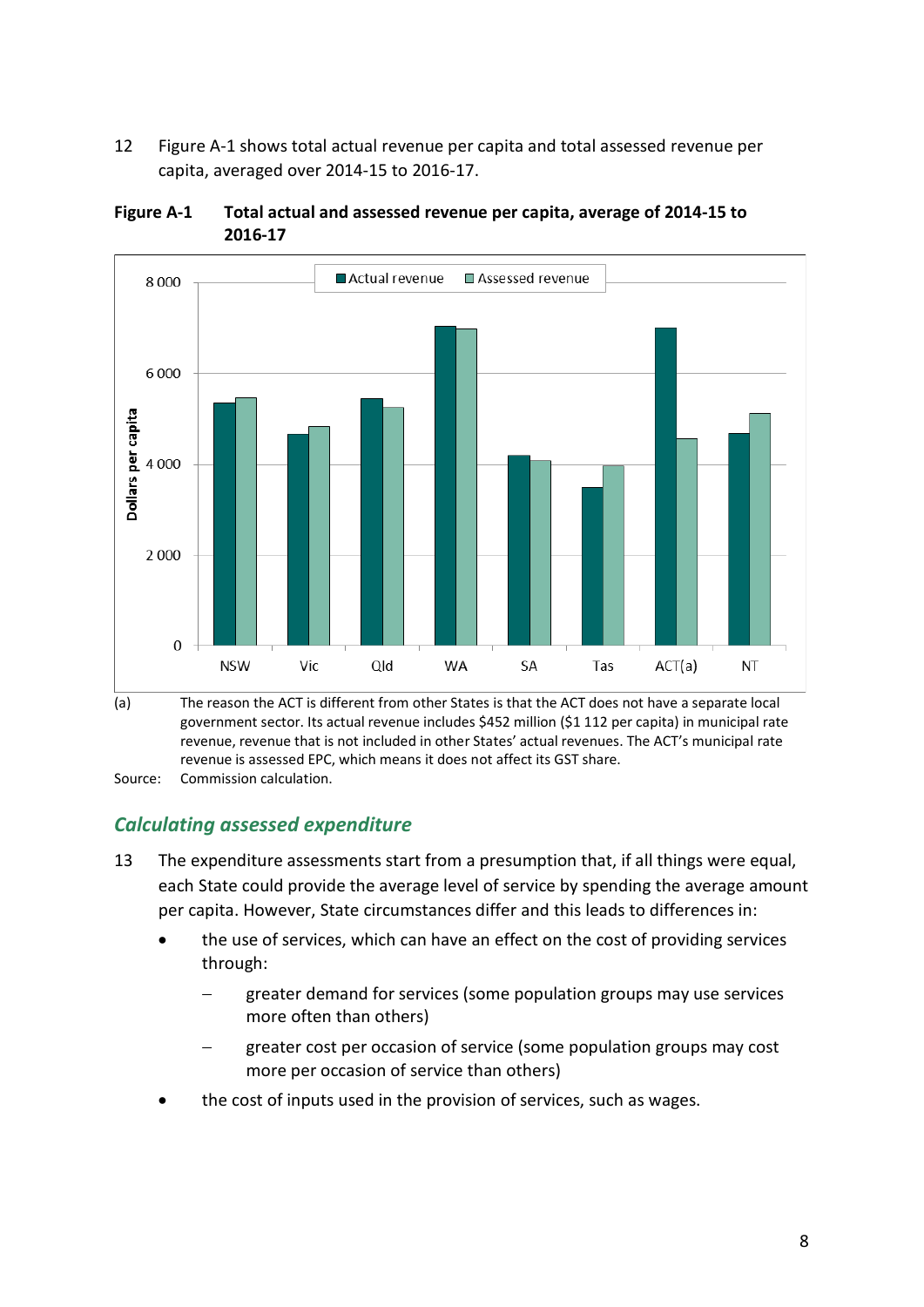12 Figure A-1 shows total actual revenue per capita and total assessed revenue per capita, averaged over 2014-15 to 2016-17.

**Figure A-1 Total actual and assessed revenue per capita, average of 2014-15 to 2016-17**

(a) The reason the ACT is different from other States is that the ACT does not have a separate local government sector. Its actual revenue includes $452 million ($1 112 per capita) in municipal rate revenue, revenue that is not included in other States' actual revenues. The ACT's municipal rate revenue is assessed EPC, which means it does not affect its GST share.

Source: Commission calculation.

## *Calculating assessed expenditure*

13 The expenditure assessments start from a presumption that, if all things were equal, each State could provide the average level of service by spending the average amount per capita. However, State circumstances differ and this leads to differences in:

- the use of services, which can have an effect on the cost of providing services through:
  - greater demand for services (some population groups may use services more often than others)
  - greater cost per occasion of service (some population groups may cost more per occasion of service than others)
- the cost of inputs used in the provision of services, such as wages.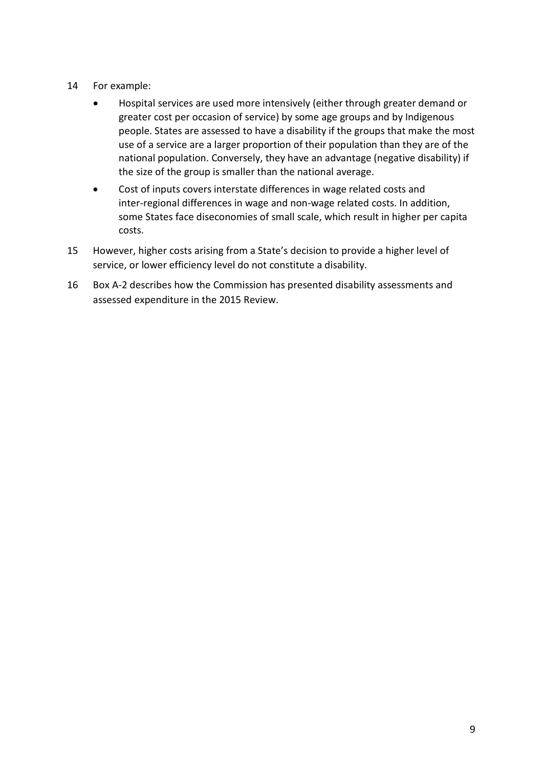14 For example:

- Hospital services are used more intensively (either through greater demand or greater cost per occasion of service) by some age groups and by Indigenous people. States are assessed to have a disability if the groups that make the most use of a service are a larger proportion of their population than they are of the national population. Conversely, they have an advantage (negative disability) if the size of the group is smaller than the national average.
- Cost of inputs covers interstate differences in wage related costs and inter-regional differences in wage and non-wage related costs. In addition, some States face diseconomies of small scale, which result in higher per capita costs.

15 However, higher costs arising from a State's decision to provide a higher level of service, or lower efficiency level do not constitute a disability.

16 Box A-2 describes how the Commission has presented disability assessments and assessed expenditure in the 2015 Review.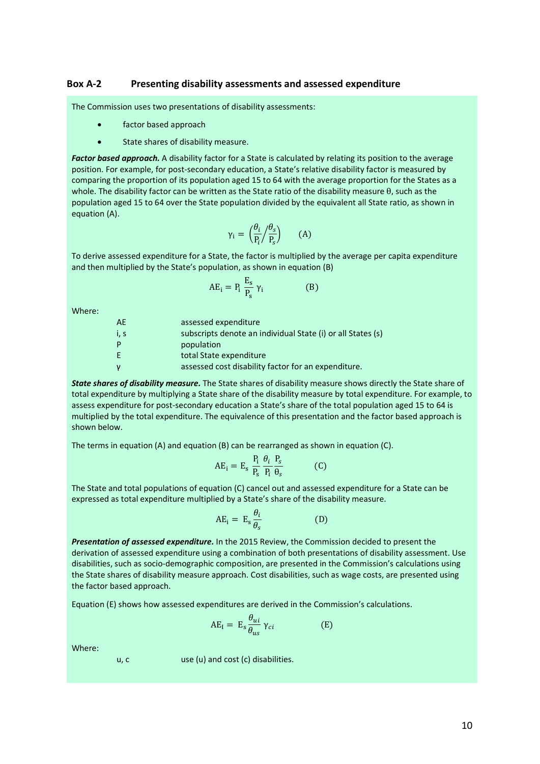### Box A-2 Presenting disability assessments and assessed expenditure

The Commission uses two presentations of disability assessments:

- factor based approach
- State shares of disability measure.

***Factor based approach.*** A disability factor for a State is calculated by relating its position to the average position. For example, for post-secondary education, a State's relative disability factor is measured by comparing the proportion of its population aged 15 to 64 with the average proportion for the States as a whole. The disability factor can be written as the State ratio of the disability measure θ, such as the population aged 15 to 64 over the State population divided by the equivalent all State ratio, as shown in equation (A).

$$\gamma_i = \left(\frac{\theta_i}{P_i} \Big/ \frac{\theta_s}{P_s}\right) \qquad \text{(A)}$$

To derive assessed expenditure for a State, the factor is multiplied by the average per capita expenditure and then multiplied by the State's population, as shown in equation (B)

$$AE_i = P_i \frac{E_s}{P_s} \gamma_i \qquad \text{(B)}$$

Where:

| | |
|---|---|
| AE | assessed expenditure |
| i, s | subscripts denote an individual State (i) or all States (s) |
| P | population |
| E | total State expenditure |
| γ | assessed cost disability factor for an expenditure. |

***State shares of disability measure.*** The State shares of disability measure shows directly the State share of total expenditure by multiplying a State share of the disability measure by total expenditure. For example, to assess expenditure for post-secondary education a State's share of the total population aged 15 to 64 is multiplied by the total expenditure. The equivalence of this presentation and the factor based approach is shown below.

The terms in equation (A) and equation (B) can be rearranged as shown in equation (C).

$$AE_i = E_s \frac{P_i}{P_s} \frac{\theta_i}{P_i} \frac{P_s}{\theta_s} \qquad \text{(C)}$$

The State and total populations of equation (C) cancel out and assessed expenditure for a State can be expressed as total expenditure multiplied by a State's share of the disability measure.

$$AE_i = E_s \frac{\theta_i}{\theta_s} \qquad \text{(D)}$$

***Presentation of assessed expenditure.*** In the 2015 Review, the Commission decided to present the derivation of assessed expenditure using a combination of both presentations of disability assessment. Use disabilities, such as socio-demographic composition, are presented in the Commission's calculations using the State shares of disability measure approach. Cost disabilities, such as wage costs, are presented using the factor based approach.

Equation (E) shows how assessed expenditures are derived in the Commission's calculations.

$$AE_I = E_s \frac{\theta_{ui}}{\theta_{us}} \gamma_{ci} \qquad \text{(E)}$$

Where:

| | |
|---|---|
| u, c | use (u) and cost (c) disabilities. |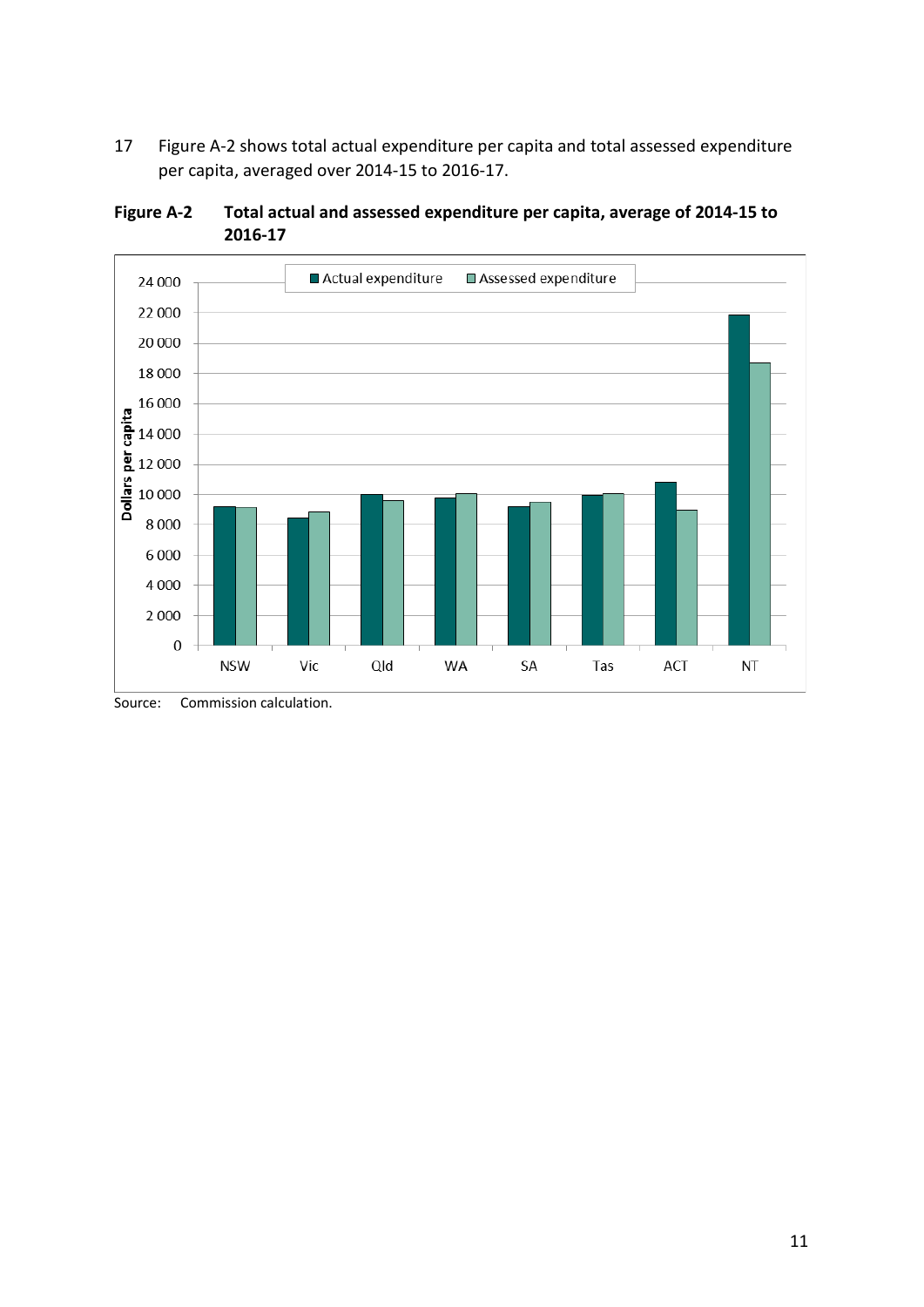17 Figure A-2 shows total actual expenditure per capita and total assessed expenditure per capita, averaged over 2014-15 to 2016-17.

**Figure A-2 Total actual and assessed expenditure per capita, average of 2014-15 to 2016-17**

Source: Commission calculation.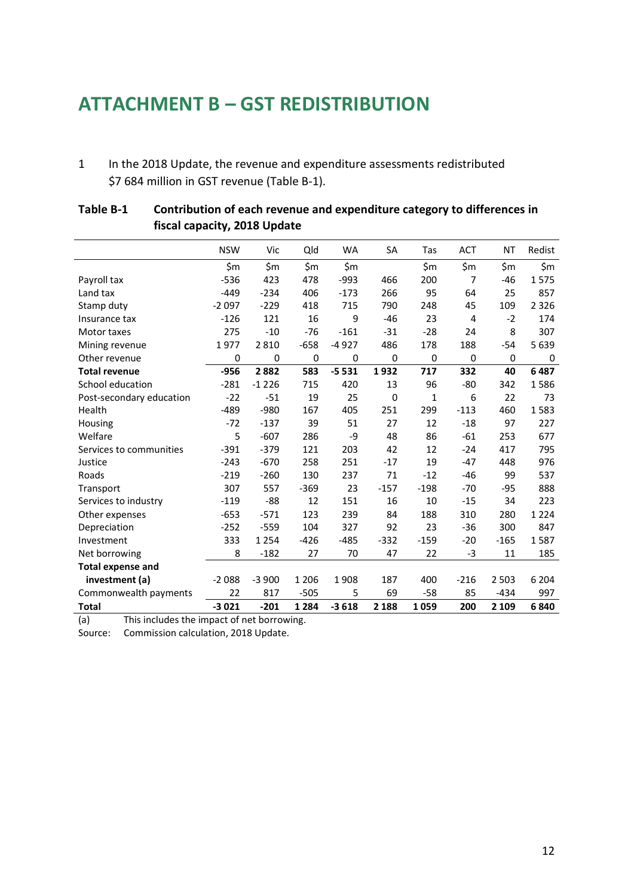# ATTACHMENT B – GST REDISTRIBUTION

1 In the 2018 Update, the revenue and expenditure assessments redistributed $7 684 million in GST revenue (Table B-1).

**Table B-1 Contribution of each revenue and expenditure category to differences in fiscal capacity, 2018 Update**

| | NSW | Vic | Qld | WA | SA | Tas | ACT | NT | Redist |
|---|---|---|---|---|---|---|---|---|---|
| | $m | $m | $m | $m | | $m | $m | $m | $m |
| Payroll tax | -536 | 423 | 478 | -993 | 466 | 200 | 7 | -46 | 1 575 |
| Land tax | -449 | -234 | 406 | -173 | 266 | 95 | 64 | 25 | 857 |
| Stamp duty | -2 097 | -229 | 418 | 715 | 790 | 248 | 45 | 109 | 2 326 |
| Insurance tax | -126 | 121 | 16 | 9 | -46 | 23 | 4 | -2 | 174 |
| Motor taxes | 275 | -10 | -76 | -161 | -31 | -28 | 24 | 8 | 307 |
| Mining revenue | 1 977 | 2 810 | -658 | -4 927 | 486 | 178 | 188 | -54 | 5 639 |
| Other revenue | 0 | 0 | 0 | 0 | 0 | 0 | 0 | 0 | 0 |
| **Total revenue** | **-956** | **2 882** | **583** | **-5 531** | **1 932** | **717** | **332** | **40** | **6 487** |
| School education | -281 | -1 226 | 715 | 420 | 13 | 96 | -80 | 342 | 1 586 |
| Post-secondary education | -22 | -51 | 19 | 25 | 0 | 1 | 6 | 22 | 73 |
| Health | -489 | -980 | 167 | 405 | 251 | 299 | -113 | 460 | 1 583 |
| Housing | -72 | -137 | 39 | 51 | 27 | 12 | -18 | 97 | 227 |
| Welfare | 5 | -607 | 286 | -9 | 48 | 86 | -61 | 253 | 677 |
| Services to communities | -391 | -379 | 121 | 203 | 42 | 12 | -24 | 417 | 795 |
| Justice | -243 | -670 | 258 | 251 | -17 | 19 | -47 | 448 | 976 |
| Roads | -219 | -260 | 130 | 237 | 71 | -12 | -46 | 99 | 537 |
| Transport | 307 | 557 | -369 | 23 | -157 | -198 | -70 | -95 | 888 |
| Services to industry | -119 | -88 | 12 | 151 | 16 | 10 | -15 | 34 | 223 |
| Other expenses | -653 | -571 | 123 | 239 | 84 | 188 | 310 | 280 | 1 224 |
| Depreciation | -252 | -559 | 104 | 327 | 92 | 23 | -36 | 300 | 847 |
| Investment | 333 | 1 254 | -426 | -485 | -332 | -159 | -20 | -165 | 1 587 |
| Net borrowing | 8 | -182 | 27 | 70 | 47 | 22 | -3 | 11 | 185 |
| **Total expense and investment (a)** | -2 088 | -3 900 | 1 206 | 1 908 | 187 | 400 | -216 | 2 503 | 6 204 |
| Commonwealth payments | 22 | 817 | -505 | 5 | 69 | -58 | 85 | -434 | 997 |
| **Total** | **-3 021** | **-201** | **1 284** | **-3 618** | **2 188** | **1 059** | **200** | **2 109** | **6 840** |

(a) This includes the impact of net borrowing.

Source: Commission calculation, 2018 Update.